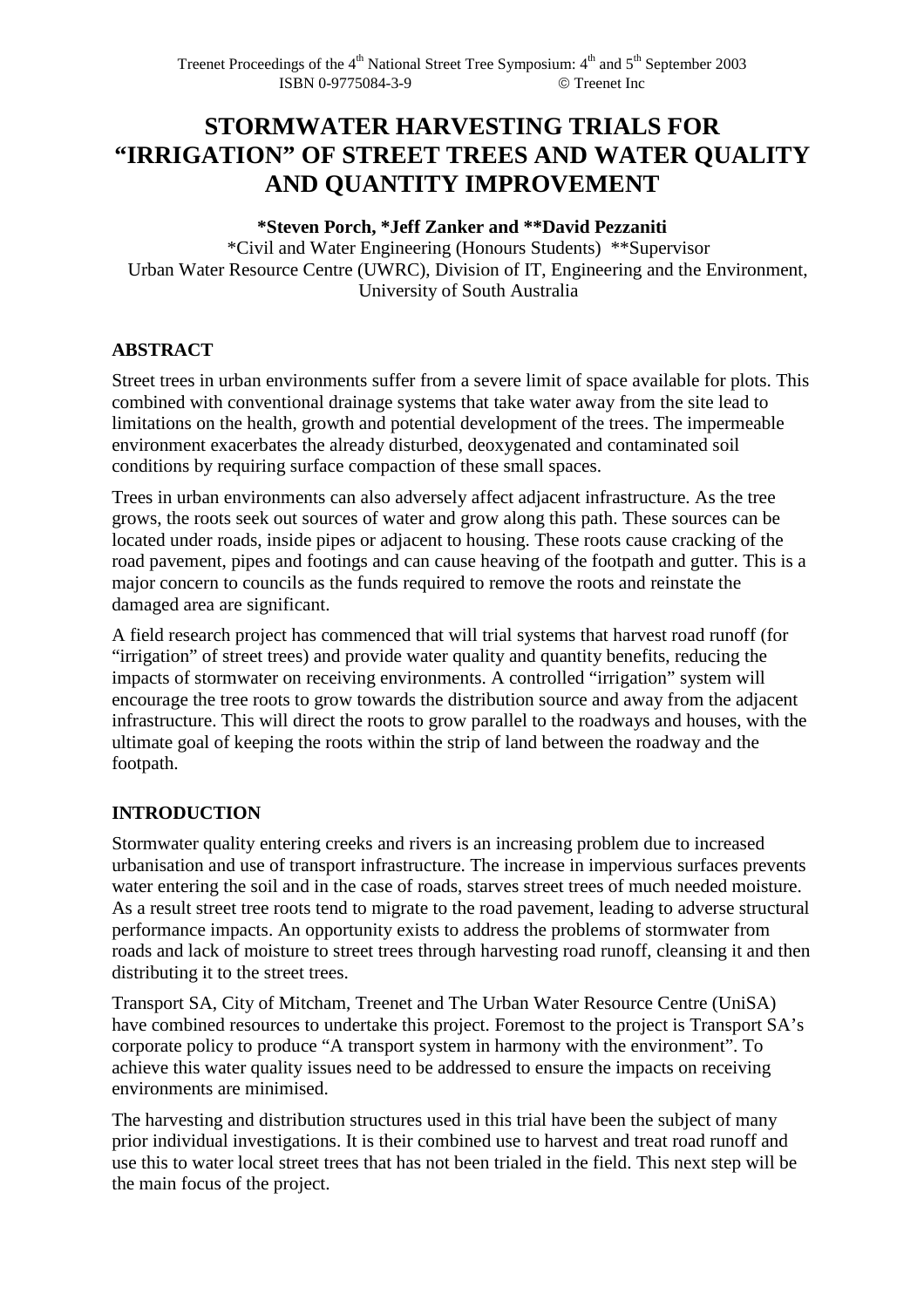# STORMWATER HARVESTING TRIALS FOR "IRRIGATION" OF STREET TREES AND WATER QUALITY AND QUANTITY IMPROVEMENT

**\*Steven Porch, \*Jeff Zanker and \*\*David Pezzaniti**

\*Civil and Water Engineering (Honours Students) \*\*Supervisor
Urban Water Resource Centre (UWRC), Division of IT, Engineering and the Environment, University of South Australia

## ABSTRACT

Street trees in urban environments suffer from a severe limit of space available for plots. This combined with conventional drainage systems that take water away from the site lead to limitations on the health, growth and potential development of the trees. The impermeable environment exacerbates the already disturbed, deoxygenated and contaminated soil conditions by requiring surface compaction of these small spaces.

Trees in urban environments can also adversely affect adjacent infrastructure. As the tree grows, the roots seek out sources of water and grow along this path. These sources can be located under roads, inside pipes or adjacent to housing. These roots cause cracking of the road pavement, pipes and footings and can cause heaving of the footpath and gutter. This is a major concern to councils as the funds required to remove the roots and reinstate the damaged area are significant.

A field research project has commenced that will trial systems that harvest road runoff (for "irrigation" of street trees) and provide water quality and quantity benefits, reducing the impacts of stormwater on receiving environments. A controlled "irrigation" system will encourage the tree roots to grow towards the distribution source and away from the adjacent infrastructure. This will direct the roots to grow parallel to the roadways and houses, with the ultimate goal of keeping the roots within the strip of land between the roadway and the footpath.

## INTRODUCTION

Stormwater quality entering creeks and rivers is an increasing problem due to increased urbanisation and use of transport infrastructure. The increase in impervious surfaces prevents water entering the soil and in the case of roads, starves street trees of much needed moisture. As a result street tree roots tend to migrate to the road pavement, leading to adverse structural performance impacts. An opportunity exists to address the problems of stormwater from roads and lack of moisture to street trees through harvesting road runoff, cleansing it and then distributing it to the street trees.

Transport SA, City of Mitcham, Treenet and The Urban Water Resource Centre (UniSA) have combined resources to undertake this project. Foremost to the project is Transport SA's corporate policy to produce "A transport system in harmony with the environment". To achieve this water quality issues need to be addressed to ensure the impacts on receiving environments are minimised.

The harvesting and distribution structures used in this trial have been the subject of many prior individual investigations. It is their combined use to harvest and treat road runoff and use this to water local street trees that has not been trialed in the field. This next step will be the main focus of the project.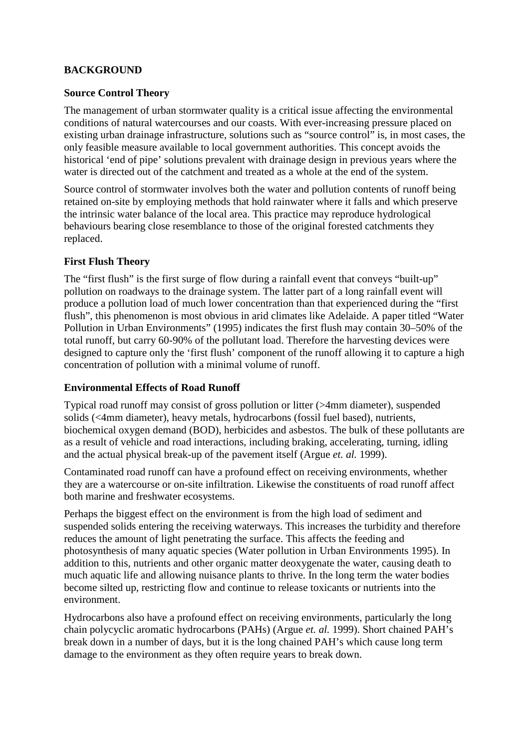## BACKGROUND

### Source Control Theory

The management of urban stormwater quality is a critical issue affecting the environmental conditions of natural watercourses and our coasts. With ever-increasing pressure placed on existing urban drainage infrastructure, solutions such as "source control" is, in most cases, the only feasible measure available to local government authorities. This concept avoids the historical 'end of pipe' solutions prevalent with drainage design in previous years where the water is directed out of the catchment and treated as a whole at the end of the system.

Source control of stormwater involves both the water and pollution contents of runoff being retained on-site by employing methods that hold rainwater where it falls and which preserve the intrinsic water balance of the local area. This practice may reproduce hydrological behaviours bearing close resemblance to those of the original forested catchments they replaced.

### First Flush Theory

The "first flush" is the first surge of flow during a rainfall event that conveys "built-up" pollution on roadways to the drainage system. The latter part of a long rainfall event will produce a pollution load of much lower concentration than that experienced during the "first flush", this phenomenon is most obvious in arid climates like Adelaide. A paper titled "Water Pollution in Urban Environments" (1995) indicates the first flush may contain 30–50% of the total runoff, but carry 60-90% of the pollutant load. Therefore the harvesting devices were designed to capture only the 'first flush' component of the runoff allowing it to capture a high concentration of pollution with a minimal volume of runoff.

### Environmental Effects of Road Runoff

Typical road runoff may consist of gross pollution or litter (>4mm diameter), suspended solids (<4mm diameter), heavy metals, hydrocarbons (fossil fuel based), nutrients, biochemical oxygen demand (BOD), herbicides and asbestos. The bulk of these pollutants are as a result of vehicle and road interactions, including braking, accelerating, turning, idling and the actual physical break-up of the pavement itself (Argue *et. al.* 1999).

Contaminated road runoff can have a profound effect on receiving environments, whether they are a watercourse or on-site infiltration. Likewise the constituents of road runoff affect both marine and freshwater ecosystems.

Perhaps the biggest effect on the environment is from the high load of sediment and suspended solids entering the receiving waterways. This increases the turbidity and therefore reduces the amount of light penetrating the surface. This affects the feeding and photosynthesis of many aquatic species (Water pollution in Urban Environments 1995). In addition to this, nutrients and other organic matter deoxygenate the water, causing death to much aquatic life and allowing nuisance plants to thrive. In the long term the water bodies become silted up, restricting flow and continue to release toxicants or nutrients into the environment.

Hydrocarbons also have a profound effect on receiving environments, particularly the long chain polycyclic aromatic hydrocarbons (PAHs) (Argue *et. al.* 1999). Short chained PAH's break down in a number of days, but it is the long chained PAH's which cause long term damage to the environment as they often require years to break down.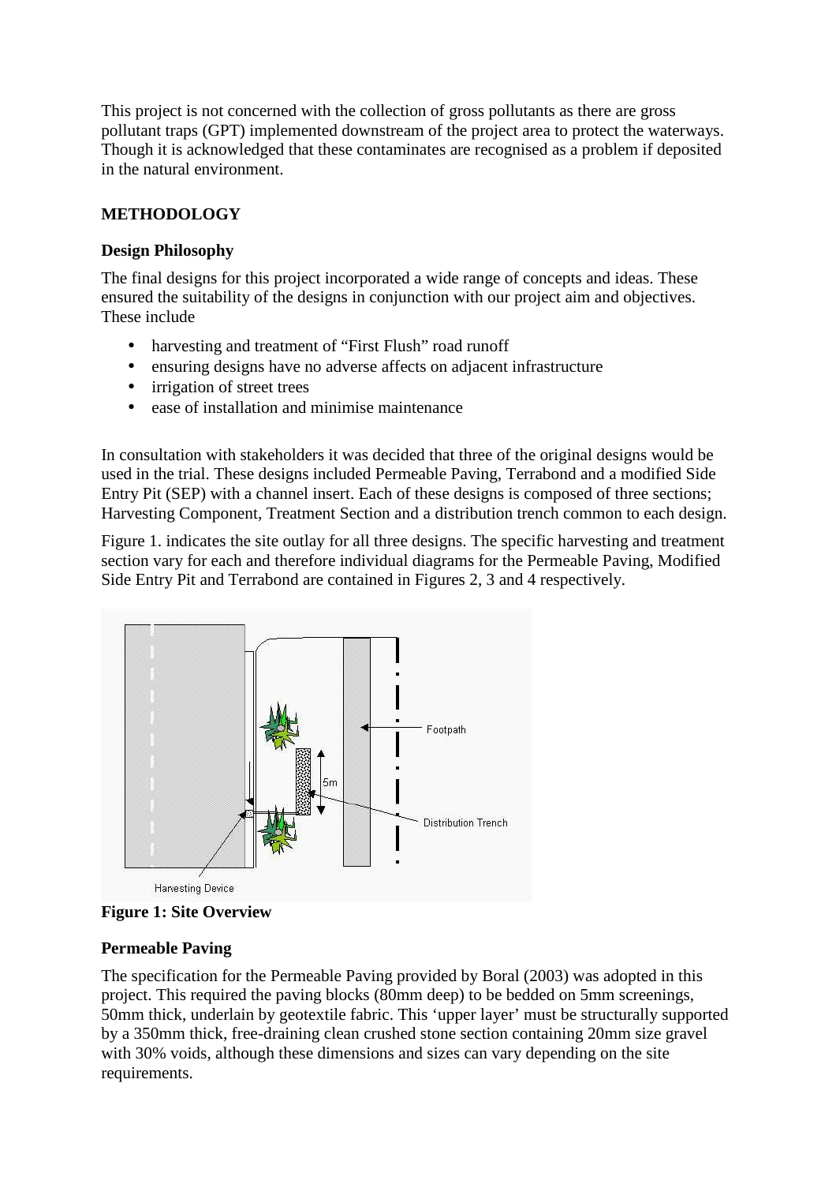This project is not concerned with the collection of gross pollutants as there are gross pollutant traps (GPT) implemented downstream of the project area to protect the waterways. Though it is acknowledged that these contaminates are recognised as a problem if deposited in the natural environment.

## METHODOLOGY

### Design Philosophy

The final designs for this project incorporated a wide range of concepts and ideas. These ensured the suitability of the designs in conjunction with our project aim and objectives. These include

- harvesting and treatment of "First Flush" road runoff
- ensuring designs have no adverse affects on adjacent infrastructure
- irrigation of street trees
- ease of installation and minimise maintenance

In consultation with stakeholders it was decided that three of the original designs would be used in the trial. These designs included Permeable Paving, Terrabond and a modified Side Entry Pit (SEP) with a channel insert. Each of these designs is composed of three sections; Harvesting Component, Treatment Section and a distribution trench common to each design.

Figure 1. indicates the site outlay for all three designs. The specific harvesting and treatment section vary for each and therefore individual diagrams for the Permeable Paving, Modified Side Entry Pit and Terrabond are contained in Figures 2, 3 and 4 respectively.

**Figure 1: Site Overview**

### Permeable Paving

The specification for the Permeable Paving provided by Boral (2003) was adopted in this project. This required the paving blocks (80mm deep) to be bedded on 5mm screenings, 50mm thick, underlain by geotextile fabric. This 'upper layer' must be structurally supported by a 350mm thick, free-draining clean crushed stone section containing 20mm size gravel with 30% voids, although these dimensions and sizes can vary depending on the site requirements.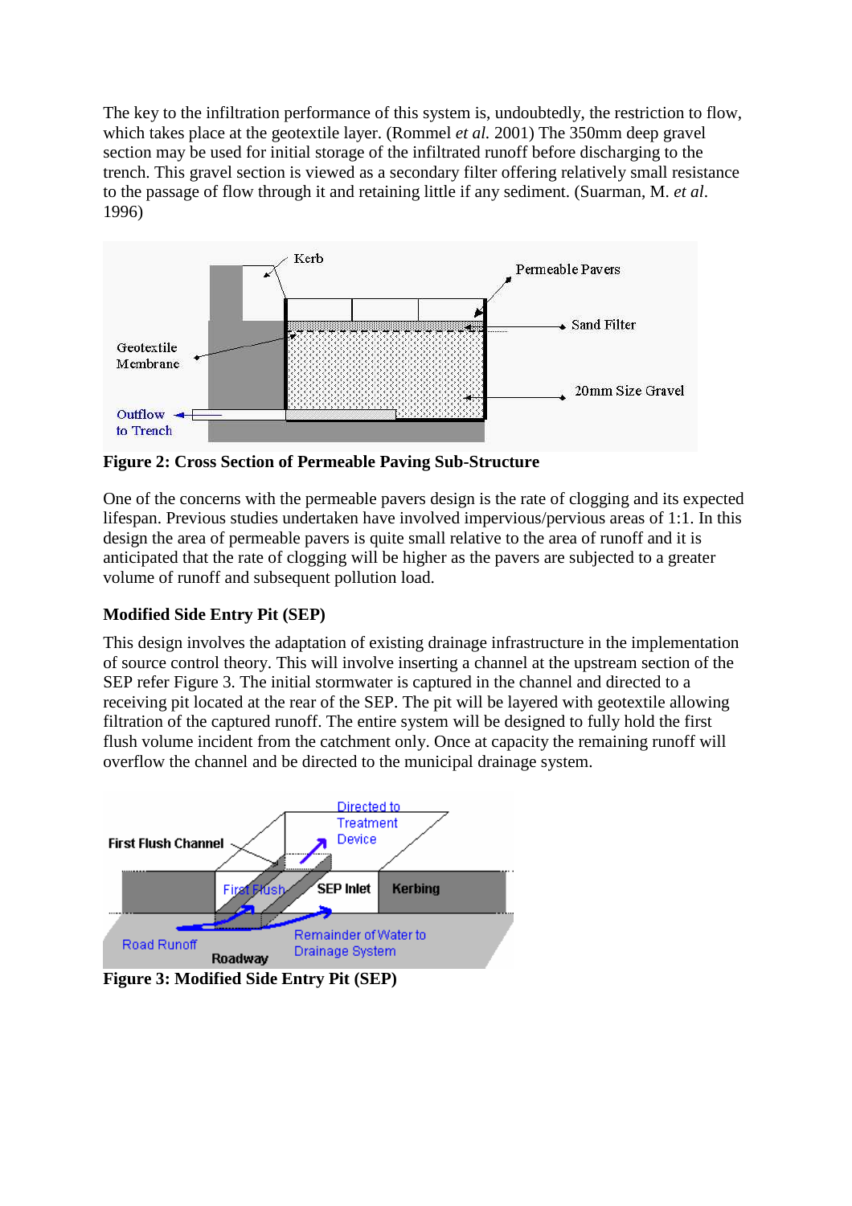The key to the infiltration performance of this system is, undoubtedly, the restriction to flow, which takes place at the geotextile layer. (Rommel *et al.* 2001) The 350mm deep gravel section may be used for initial storage of the infiltrated runoff before discharging to the trench. This gravel section is viewed as a secondary filter offering relatively small resistance to the passage of flow through it and retaining little if any sediment. (Suarman, M. *et al*. 1996)

**Figure 2: Cross Section of Permeable Paving Sub-Structure**

One of the concerns with the permeable pavers design is the rate of clogging and its expected lifespan. Previous studies undertaken have involved impervious/pervious areas of 1:1. In this design the area of permeable pavers is quite small relative to the area of runoff and it is anticipated that the rate of clogging will be higher as the pavers are subjected to a greater volume of runoff and subsequent pollution load.

### Modified Side Entry Pit (SEP)

This design involves the adaptation of existing drainage infrastructure in the implementation of source control theory. This will involve inserting a channel at the upstream section of the SEP refer Figure 3. The initial stormwater is captured in the channel and directed to a receiving pit located at the rear of the SEP. The pit will be layered with geotextile allowing filtration of the captured runoff. The entire system will be designed to fully hold the first flush volume incident from the catchment only. Once at capacity the remaining runoff will overflow the channel and be directed to the municipal drainage system.

**Figure 3: Modified Side Entry Pit (SEP)**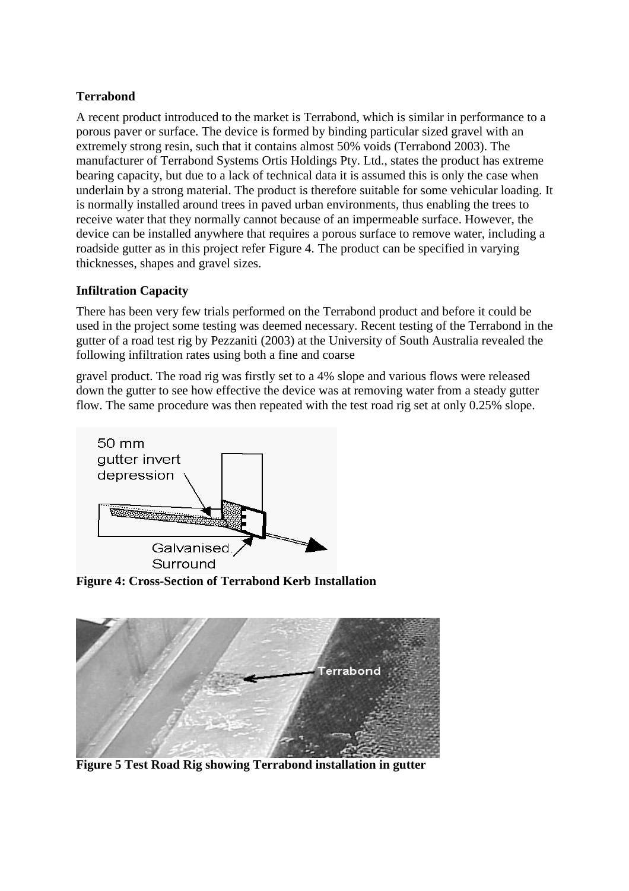**Terrabond**

A recent product introduced to the market is Terrabond, which is similar in performance to a porous paver or surface. The device is formed by binding particular sized gravel with an extremely strong resin, such that it contains almost 50% voids (Terrabond 2003). The manufacturer of Terrabond Systems Ortis Holdings Pty. Ltd., states the product has extreme bearing capacity, but due to a lack of technical data it is assumed this is only the case when underlain by a strong material. The product is therefore suitable for some vehicular loading. It is normally installed around trees in paved urban environments, thus enabling the trees to receive water that they normally cannot because of an impermeable surface. However, the device can be installed anywhere that requires a porous surface to remove water, including a roadside gutter as in this project refer Figure 4. The product can be specified in varying thicknesses, shapes and gravel sizes.

**Infiltration Capacity**

There has been very few trials performed on the Terrabond product and before it could be used in the project some testing was deemed necessary. Recent testing of the Terrabond in the gutter of a road test rig by Pezzaniti (2003) at the University of South Australia revealed the following infiltration rates using both a fine and coarse

gravel product. The road rig was firstly set to a 4% slope and various flows were released down the gutter to see how effective the device was at removing water from a steady gutter flow. The same procedure was then repeated with the test road rig set at only 0.25% slope.

**Figure 4: Cross-Section of Terrabond Kerb Installation**

**Figure 5 Test Road Rig showing Terrabond installation in gutter**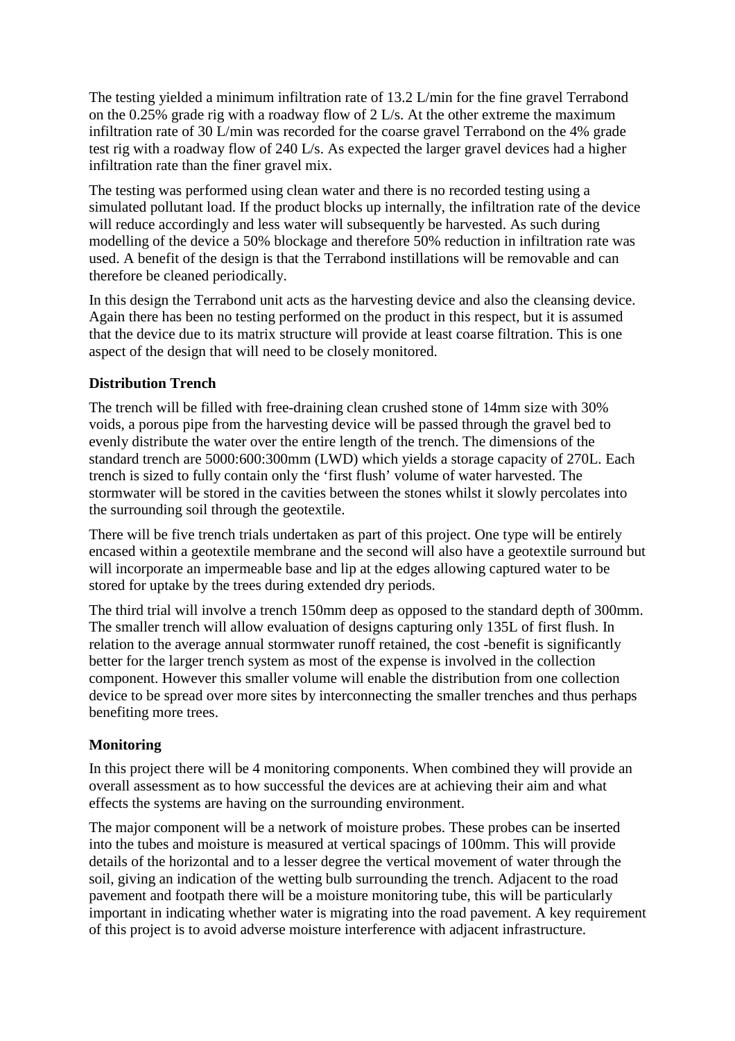The testing yielded a minimum infiltration rate of 13.2 L/min for the fine gravel Terrabond on the 0.25% grade rig with a roadway flow of 2 L/s. At the other extreme the maximum infiltration rate of 30 L/min was recorded for the coarse gravel Terrabond on the 4% grade test rig with a roadway flow of 240 L/s. As expected the larger gravel devices had a higher infiltration rate than the finer gravel mix.

The testing was performed using clean water and there is no recorded testing using a simulated pollutant load. If the product blocks up internally, the infiltration rate of the device will reduce accordingly and less water will subsequently be harvested. As such during modelling of the device a 50% blockage and therefore 50% reduction in infiltration rate was used. A benefit of the design is that the Terrabond instillations will be removable and can therefore be cleaned periodically.

In this design the Terrabond unit acts as the harvesting device and also the cleansing device. Again there has been no testing performed on the product in this respect, but it is assumed that the device due to its matrix structure will provide at least coarse filtration. This is one aspect of the design that will need to be closely monitored.

**Distribution Trench**

The trench will be filled with free-draining clean crushed stone of 14mm size with 30% voids, a porous pipe from the harvesting device will be passed through the gravel bed to evenly distribute the water over the entire length of the trench. The dimensions of the standard trench are 5000:600:300mm (LWD) which yields a storage capacity of 270L. Each trench is sized to fully contain only the 'first flush' volume of water harvested. The stormwater will be stored in the cavities between the stones whilst it slowly percolates into the surrounding soil through the geotextile.

There will be five trench trials undertaken as part of this project. One type will be entirely encased within a geotextile membrane and the second will also have a geotextile surround but will incorporate an impermeable base and lip at the edges allowing captured water to be stored for uptake by the trees during extended dry periods.

The third trial will involve a trench 150mm deep as opposed to the standard depth of 300mm. The smaller trench will allow evaluation of designs capturing only 135L of first flush. In relation to the average annual stormwater runoff retained, the cost -benefit is significantly better for the larger trench system as most of the expense is involved in the collection component. However this smaller volume will enable the distribution from one collection device to be spread over more sites by interconnecting the smaller trenches and thus perhaps benefiting more trees.

**Monitoring**

In this project there will be 4 monitoring components. When combined they will provide an overall assessment as to how successful the devices are at achieving their aim and what effects the systems are having on the surrounding environment.

The major component will be a network of moisture probes. These probes can be inserted into the tubes and moisture is measured at vertical spacings of 100mm. This will provide details of the horizontal and to a lesser degree the vertical movement of water through the soil, giving an indication of the wetting bulb surrounding the trench. Adjacent to the road pavement and footpath there will be a moisture monitoring tube, this will be particularly important in indicating whether water is migrating into the road pavement. A key requirement of this project is to avoid adverse moisture interference with adjacent infrastructure.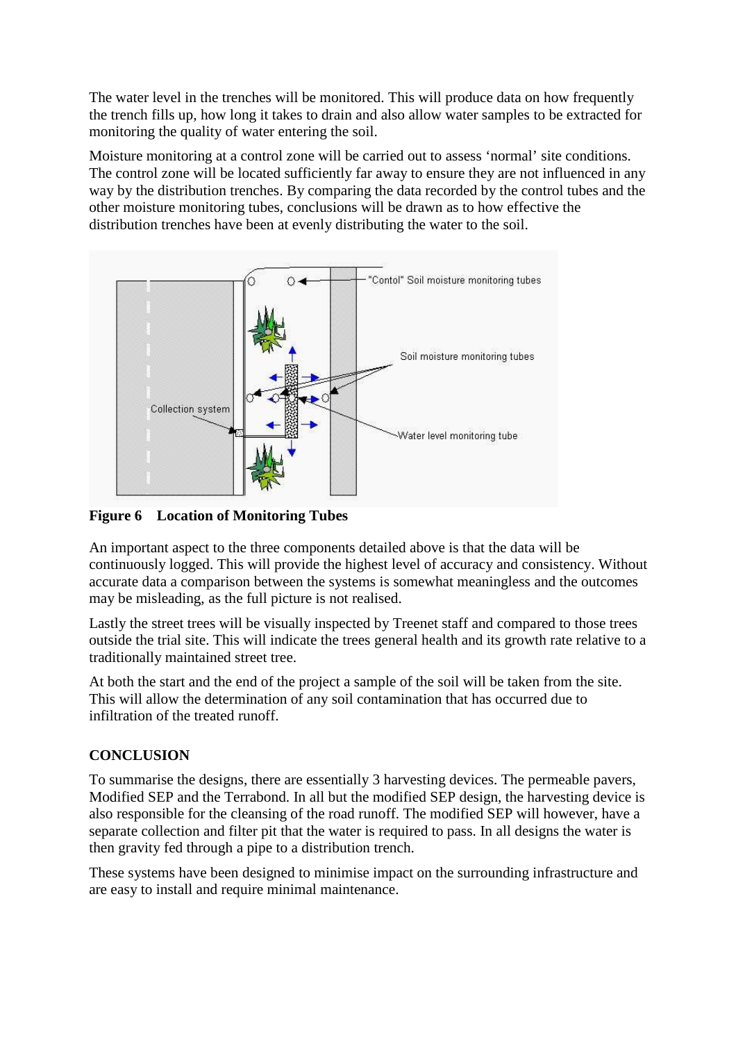The water level in the trenches will be monitored. This will produce data on how frequently the trench fills up, how long it takes to drain and also allow water samples to be extracted for monitoring the quality of water entering the soil.

Moisture monitoring at a control zone will be carried out to assess 'normal' site conditions. The control zone will be located sufficiently far away to ensure they are not influenced in any way by the distribution trenches. By comparing the data recorded by the control tubes and the other moisture monitoring tubes, conclusions will be drawn as to how effective the distribution trenches have been at evenly distributing the water to the soil.

**Figure 6 Location of Monitoring Tubes**

An important aspect to the three components detailed above is that the data will be continuously logged. This will provide the highest level of accuracy and consistency. Without accurate data a comparison between the systems is somewhat meaningless and the outcomes may be misleading, as the full picture is not realised.

Lastly the street trees will be visually inspected by Treenet staff and compared to those trees outside the trial site. This will indicate the trees general health and its growth rate relative to a traditionally maintained street tree.

At both the start and the end of the project a sample of the soil will be taken from the site. This will allow the determination of any soil contamination that has occurred due to infiltration of the treated runoff.

## CONCLUSION

To summarise the designs, there are essentially 3 harvesting devices. The permeable pavers, Modified SEP and the Terrabond. In all but the modified SEP design, the harvesting device is also responsible for the cleansing of the road runoff. The modified SEP will however, have a separate collection and filter pit that the water is required to pass. In all designs the water is then gravity fed through a pipe to a distribution trench.

These systems have been designed to minimise impact on the surrounding infrastructure and are easy to install and require minimal maintenance.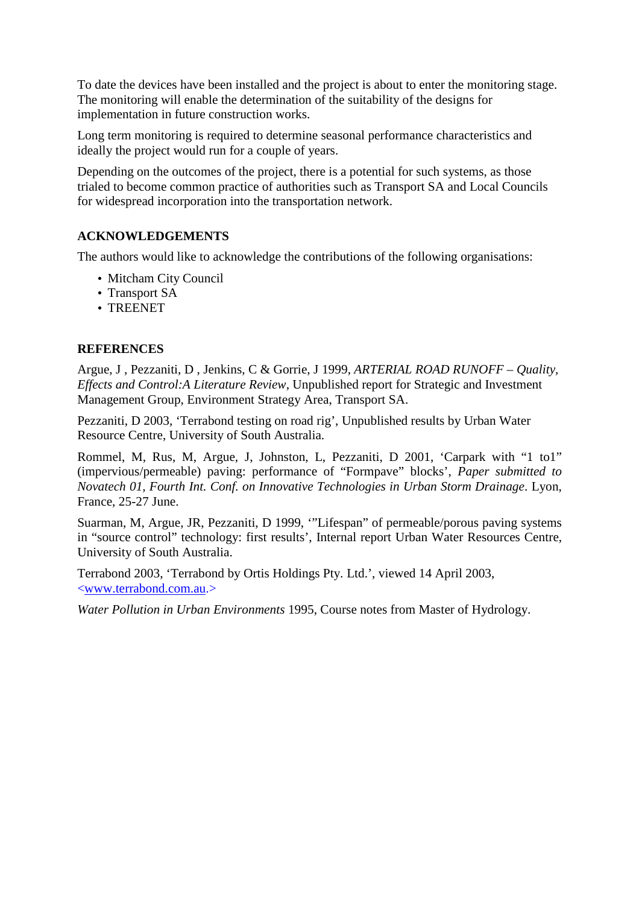To date the devices have been installed and the project is about to enter the monitoring stage. The monitoring will enable the determination of the suitability of the designs for implementation in future construction works.

Long term monitoring is required to determine seasonal performance characteristics and ideally the project would run for a couple of years.

Depending on the outcomes of the project, there is a potential for such systems, as those trialed to become common practice of authorities such as Transport SA and Local Councils for widespread incorporation into the transportation network.

## ACKNOWLEDGEMENTS

The authors would like to acknowledge the contributions of the following organisations:

- Mitcham City Council
- Transport SA
- TREENET

## REFERENCES

Argue, J , Pezzaniti, D , Jenkins, C & Gorrie, J 1999, *ARTERIAL ROAD RUNOFF – Quality, Effects and Control:A Literature Review*, Unpublished report for Strategic and Investment Management Group, Environment Strategy Area, Transport SA.

Pezzaniti, D 2003, 'Terrabond testing on road rig', Unpublished results by Urban Water Resource Centre, University of South Australia.

Rommel, M, Rus, M, Argue, J, Johnston, L, Pezzaniti, D 2001, 'Carpark with "1 to1" (impervious/permeable) paving: performance of "Formpave" blocks', *Paper submitted to Novatech 01, Fourth Int. Conf. on Innovative Technologies in Urban Storm Drainage*. Lyon, France, 25-27 June.

Suarman, M, Argue, JR, Pezzaniti, D 1999, '"Lifespan" of permeable/porous paving systems in "source control" technology: first results', Internal report Urban Water Resources Centre, University of South Australia.

Terrabond 2003, 'Terrabond by Ortis Holdings Pty. Ltd.', viewed 14 April 2003, <www.terrabond.com.au.>

*Water Pollution in Urban Environments* 1995, Course notes from Master of Hydrology.